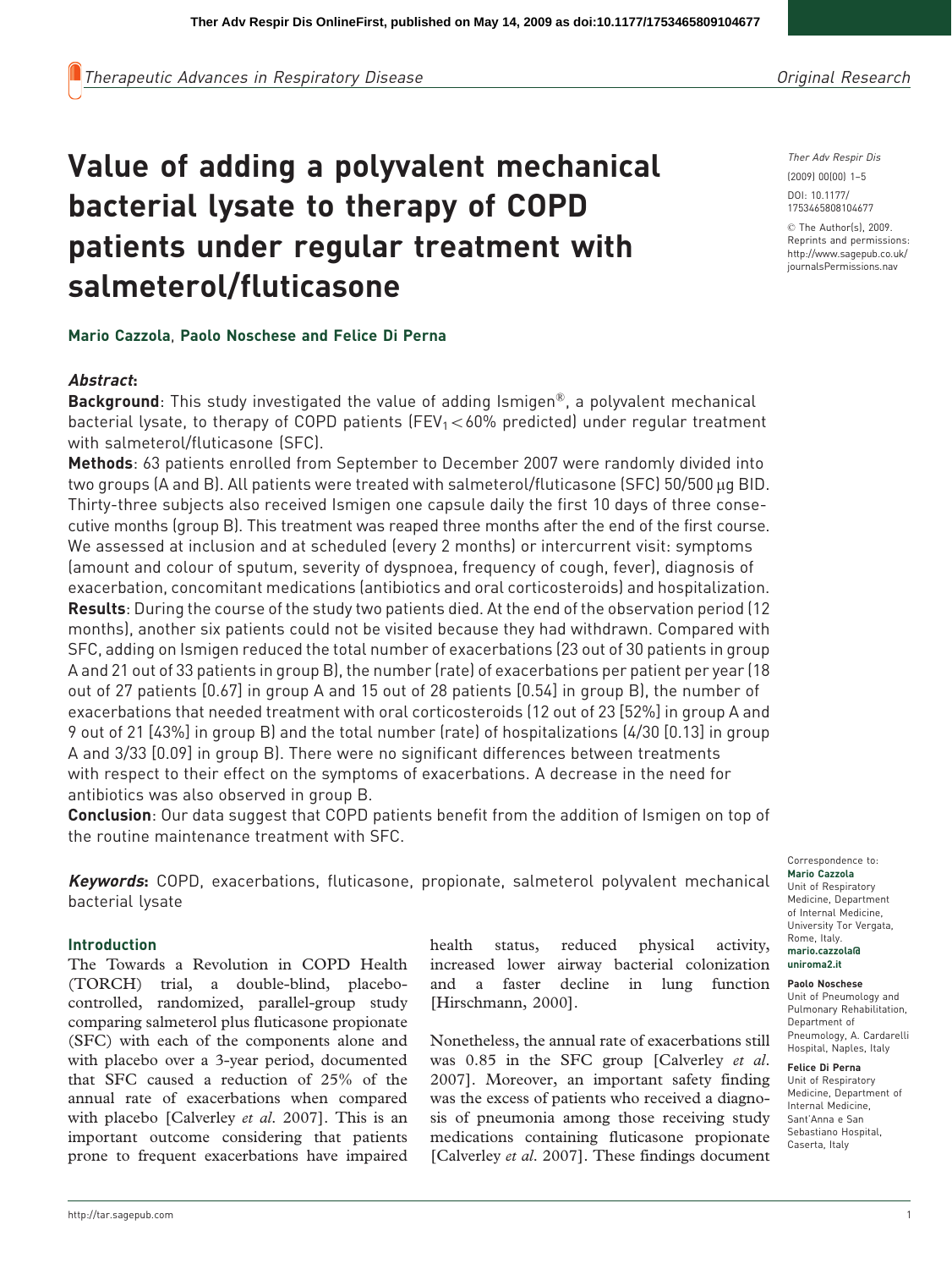# Value of adding a polyvalent mechanical bacterial lysate to therapy of COPD patients under regular treatment with salmeterol/fluticasone

**Mario Cazzola, Paolo Noschese and Felice Di Perna**

***Abstract*:**

**Background**: This study investigated the value of adding Ismigen®, a polyvalent mechanical bacterial lysate, to therapy of COPD patients ($FEV_1 < 60\%$ predicted) under regular treatment with salmeterol/fluticasone (SFC).

**Methods**: 63 patients enrolled from September to December 2007 were randomly divided into two groups (A and B). All patients were treated with salmeterol/fluticasone (SFC) 50/500 μg BID. Thirty-three subjects also received Ismigen one capsule daily the first 10 days of three consecutive months (group B). This treatment was reaped three months after the end of the first course. We assessed at inclusion and at scheduled (every 2 months) or intercurrent visit: symptoms (amount and colour of sputum, severity of dyspnoea, frequency of cough, fever), diagnosis of exacerbation, concomitant medications (antibiotics and oral corticosteroids) and hospitalization.

**Results**: During the course of the study two patients died. At the end of the observation period (12 months), another six patients could not be visited because they had withdrawn. Compared with SFC, adding on Ismigen reduced the total number of exacerbations (23 out of 30 patients in group A and 21 out of 33 patients in group B), the number (rate) of exacerbations per patient per year (18 out of 27 patients [0.67] in group A and 15 out of 28 patients [0.54] in group B), the number of exacerbations that needed treatment with oral corticosteroids (12 out of 23 [52%] in group A and 9 out of 21 [43%] in group B) and the total number (rate) of hospitalizations (4/30 [0.13] in group A and 3/33 [0.09] in group B). There were no significant differences between treatments with respect to their effect on the symptoms of exacerbations. A decrease in the need for antibiotics was also observed in group B.

**Conclusion**: Our data suggest that COPD patients benefit from the addition of Ismigen on top of the routine maintenance treatment with SFC.

***Keywords*:** COPD, exacerbations, fluticasone, propionate, salmeterol polyvalent mechanical bacterial lysate

Correspondence to:
**Mario Cazzola**
Unit of Respiratory Medicine, Department of Internal Medicine, University Tor Vergata, Rome, Italy.
**mario.cazzola@uniroma2.it**

**Paolo Noschese**
Unit of Pneumology and Pulmonary Rehabilitation, Department of Pneumology, A. Cardarelli Hospital, Naples, Italy

**Felice Di Perna**
Unit of Respiratory Medicine, Department of Internal Medicine, Sant'Anna e San Sebastiano Hospital, Caserta, Italy

## Introduction

The Towards a Revolution in COPD Health (TORCH) trial, a double-blind, placebo-controlled, randomized, parallel-group study comparing salmeterol plus fluticasone propionate (SFC) with each of the components alone and with placebo over a 3-year period, documented that SFC caused a reduction of 25% of the annual rate of exacerbations when compared with placebo [Calverley *et al*. 2007]. This is an important outcome considering that patients prone to frequent exacerbations have impaired health status, reduced physical activity, increased lower airway bacterial colonization and a faster decline in lung function [Hirschmann, 2000].

Nonetheless, the annual rate of exacerbations still was 0.85 in the SFC group [Calverley *et al*. 2007]. Moreover, an important safety finding was the excess of patients who received a diagnosis of pneumonia among those receiving study medications containing fluticasone propionate [Calverley *et al*. 2007]. These findings document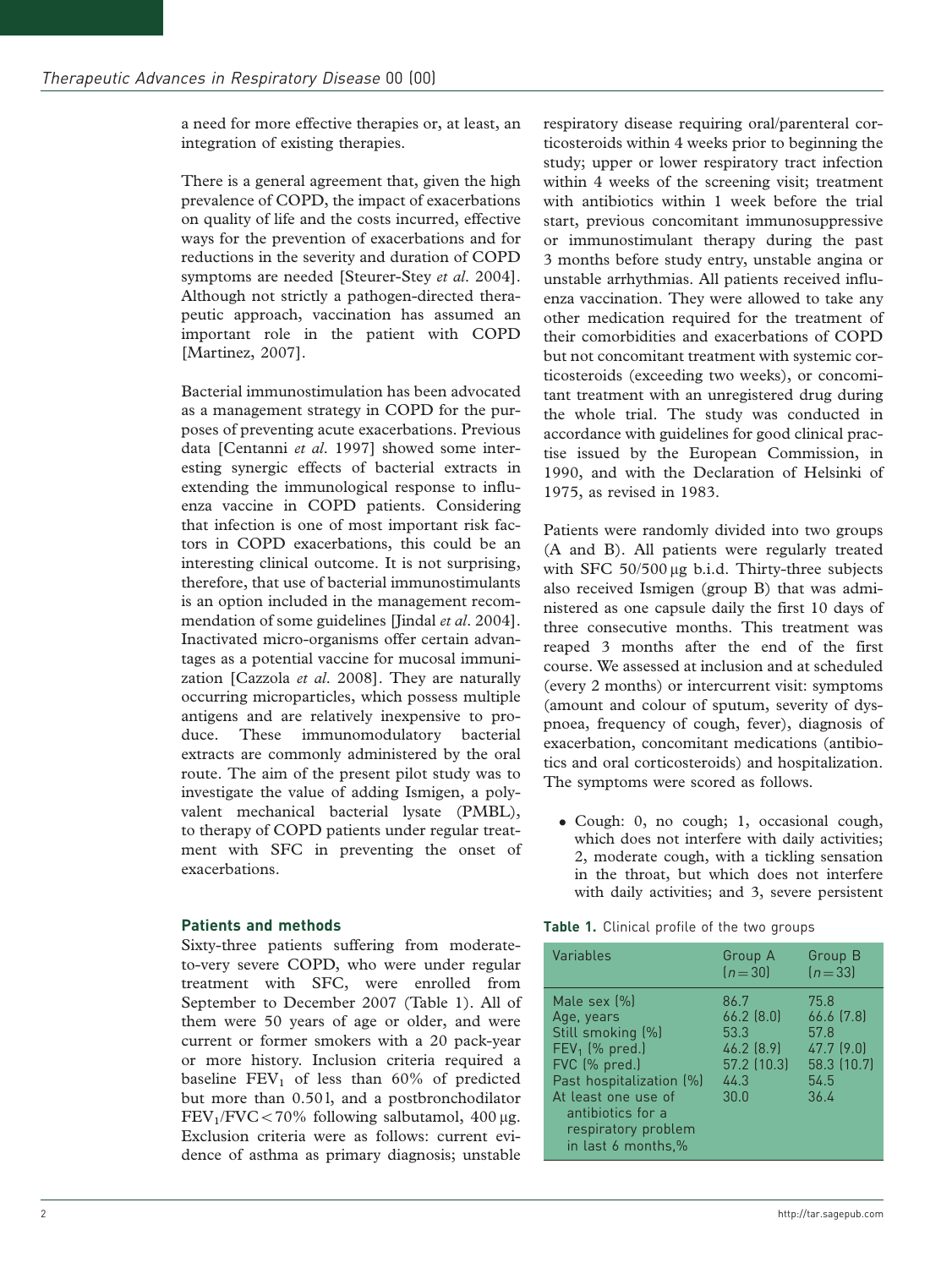a need for more effective therapies or, at least, an integration of existing therapies.

There is a general agreement that, given the high prevalence of COPD, the impact of exacerbations on quality of life and the costs incurred, effective ways for the prevention of exacerbations and for reductions in the severity and duration of COPD symptoms are needed [Steurer-Stey *et al*. 2004]. Although not strictly a pathogen-directed therapeutic approach, vaccination has assumed an important role in the patient with COPD [Martinez, 2007].

Bacterial immunostimulation has been advocated as a management strategy in COPD for the purposes of preventing acute exacerbations. Previous data [Centanni *et al*. 1997] showed some interesting synergic effects of bacterial extracts in extending the immunological response to influenza vaccine in COPD patients. Considering that infection is one of most important risk factors in COPD exacerbations, this could be an interesting clinical outcome. It is not surprising, therefore, that use of bacterial immunostimulants is an option included in the management recommendation of some guidelines [Jindal *et al*. 2004]. Inactivated micro-organisms offer certain advantages as a potential vaccine for mucosal immunization [Cazzola *et al*. 2008]. They are naturally occurring microparticles, which possess multiple antigens and are relatively inexpensive to produce. These immunomodulatory bacterial extracts are commonly administered by the oral route. The aim of the present pilot study was to investigate the value of adding Ismigen, a polyvalent mechanical bacterial lysate (PMBL), to therapy of COPD patients under regular treatment with SFC in preventing the onset of exacerbations.

## Patients and methods

Sixty-three patients suffering from moderate-to-very severe COPD, who were under regular treatment with SFC, were enrolled from September to December 2007 (Table 1). All of them were 50 years of age or older, and were current or former smokers with a 20 pack-year or more history. Inclusion criteria required a baseline $FEV_1$ of less than 60% of predicted but more than 0.50 l, and a postbronchodilator $FEV_1/FVC < 70\%$ following salbutamol, 400 µg. Exclusion criteria were as follows: current evidence of asthma as primary diagnosis; unstable respiratory disease requiring oral/parenteral corticosteroids within 4 weeks prior to beginning the study; upper or lower respiratory tract infection within 4 weeks of the screening visit; treatment with antibiotics within 1 week before the trial start, previous concomitant immunosuppressive or immunostimulant therapy during the past 3 months before study entry, unstable angina or unstable arrhythmias. All patients received influenza vaccination. They were allowed to take any other medication required for the treatment of their comorbidities and exacerbations of COPD but not concomitant treatment with systemic corticosteroids (exceeding two weeks), or concomitant treatment with an unregistered drug during the whole trial. The study was conducted in accordance with guidelines for good clinical practise issued by the European Commission, in 1990, and with the Declaration of Helsinki of 1975, as revised in 1983.

Patients were randomly divided into two groups (A and B). All patients were regularly treated with SFC 50/500 µg b.i.d. Thirty-three subjects also received Ismigen (group B) that was administered as one capsule daily the first 10 days of three consecutive months. This treatment was reaped 3 months after the end of the first course. We assessed at inclusion and at scheduled (every 2 months) or intercurrent visit: symptoms (amount and colour of sputum, severity of dyspnoea, frequency of cough, fever), diagnosis of exacerbation, concomitant medications (antibiotics and oral corticosteroids) and hospitalization. The symptoms were scored as follows.

- Cough: 0, no cough; 1, occasional cough, which does not interfere with daily activities; 2, moderate cough, with a tickling sensation in the throat, but which does not interfere with daily activities; and 3, severe persistent

**Table 1.** Clinical profile of the two groups

| Variables | Group A ($n=30$) | Group B ($n=33$) |
|---|---|---|
| Male sex (%) | 86.7 | 75.8 |
| Age, years | 66.2 (8.0) | 66.6 (7.8) |
| Still smoking (%) | 53.3 | 57.8 |
| $FEV_1$ (% pred.) | 46.2 (8.9) | 47.7 (9.0) |
| FVC (% pred.) | 57.2 (10.3) | 58.3 (10.7) |
| Past hospitalization (%) | 44.3 | 54.5 |
| At least one use of antibiotics for a respiratory problem in last 6 months,% | 30.0 | 36.4 |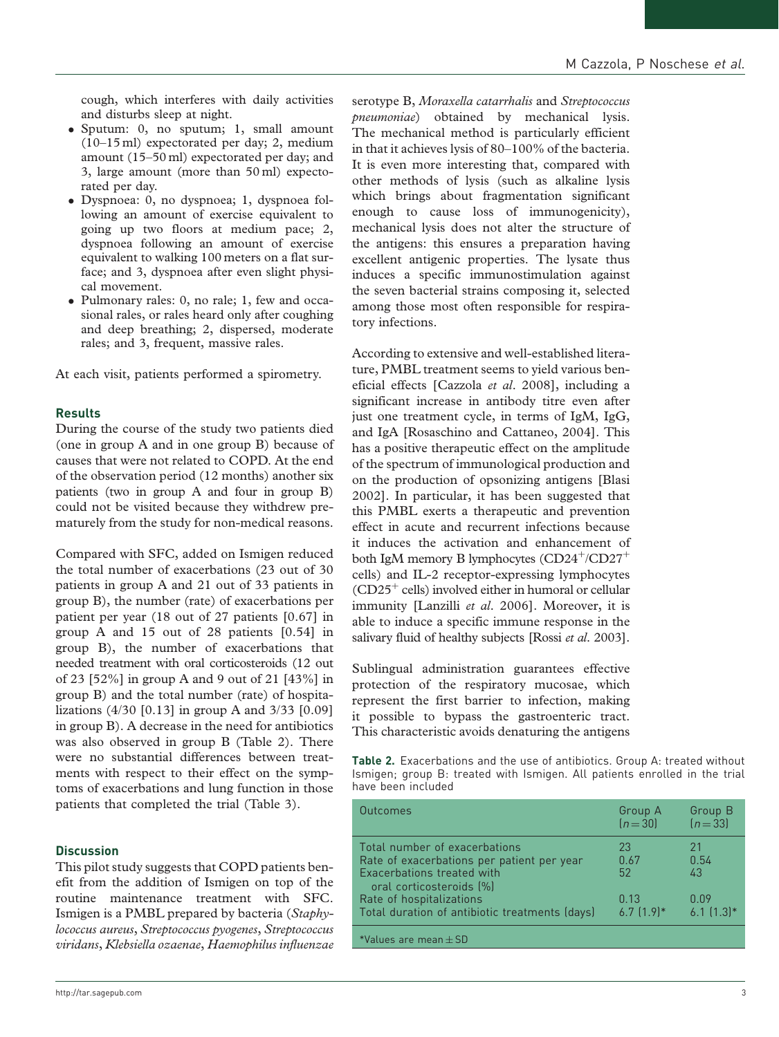cough, which interferes with daily activities and disturbs sleep at night.

- Sputum: 0, no sputum; 1, small amount (10–15 ml) expectorated per day; 2, medium amount (15–50 ml) expectorated per day; and 3, large amount (more than 50 ml) expectorated per day.
- Dyspnoea: 0, no dyspnoea; 1, dyspnoea following an amount of exercise equivalent to going up two floors at medium pace; 2, dyspnoea following an amount of exercise equivalent to walking 100 meters on a flat surface; and 3, dyspnoea after even slight physical movement.
- Pulmonary rales: 0, no rale; 1, few and occasional rales, or rales heard only after coughing and deep breathing; 2, dispersed, moderate rales; and 3, frequent, massive rales.

At each visit, patients performed a spirometry.

## Results

During the course of the study two patients died (one in group A and in one group B) because of causes that were not related to COPD. At the end of the observation period (12 months) another six patients (two in group A and four in group B) could not be visited because they withdrew prematurely from the study for non-medical reasons.

Compared with SFC, added on Ismigen reduced the total number of exacerbations (23 out of 30 patients in group A and 21 out of 33 patients in group B), the number (rate) of exacerbations per patient per year (18 out of 27 patients [0.67] in group A and 15 out of 28 patients [0.54] in group B), the number of exacerbations that needed treatment with oral corticosteroids (12 out of 23 [52%] in group A and 9 out of 21 [43%] in group B) and the total number (rate) of hospitalizations (4/30 [0.13] in group A and 3/33 [0.09] in group B). A decrease in the need for antibiotics was also observed in group B (Table 2). There were no substantial differences between treatments with respect to their effect on the symptoms of exacerbations and lung function in those patients that completed the trial (Table 3).

## Discussion

This pilot study suggests that COPD patients benefit from the addition of Ismigen on top of the routine maintenance treatment with SFC. Ismigen is a PMBL prepared by bacteria (*Staphylococcus aureus*, *Streptococcus pyogenes*, *Streptococcus viridans*, *Klebsiella ozaenae*, *Haemophilus influenzae* serotype B, *Moraxella catarrhalis* and *Streptococcus pneumoniae*) obtained by mechanical lysis. The mechanical method is particularly efficient in that it achieves lysis of 80–100% of the bacteria. It is even more interesting that, compared with other methods of lysis (such as alkaline lysis which brings about fragmentation significant enough to cause loss of immunogenicity), mechanical lysis does not alter the structure of the antigens: this ensures a preparation having excellent antigenic properties. The lysate thus induces a specific immunostimulation against the seven bacterial strains composing it, selected among those most often responsible for respiratory infections.

According to extensive and well-established literature, PMBL treatment seems to yield various beneficial effects [Cazzola *et al*. 2008], including a significant increase in antibody titre even after just one treatment cycle, in terms of IgM, IgG, and IgA [Rosaschino and Cattaneo, 2004]. This has a positive therapeutic effect on the amplitude of the spectrum of immunological production and on the production of opsonizing antigens [Blasi 2002]. In particular, it has been suggested that this PMBL exerts a therapeutic and prevention effect in acute and recurrent infections because it induces the activation and enhancement of both IgM memory B lymphocytes ($CD24^{+}/CD27^{+}$ cells) and IL-2 receptor-expressing lymphocytes ($CD25^{+}$ cells) involved either in humoral or cellular immunity [Lanzilli *et al*. 2006]. Moreover, it is able to induce a specific immune response in the salivary fluid of healthy subjects [Rossi *et al*. 2003].

Sublingual administration guarantees effective protection of the respiratory mucosae, which represent the first barrier to infection, making it possible to bypass the gastroenteric tract. This characteristic avoids denaturing the antigens

**Table 2.** Exacerbations and the use of antibiotics. Group A: treated without Ismigen; group B: treated with Ismigen. All patients enrolled in the trial have been included

| Outcomes | Group A ($n = 30$) | Group B ($n = 33$) |
|---|---|---|
| Total number of exacerbations | 23 | 21 |
| Rate of exacerbations per patient per year | 0.67 | 0.54 |
| Exacerbations treated with oral corticosteroids (%) | 52 | 43 |
| Rate of hospitalizations | 0.13 | 0.09 |
| Total duration of antibiotic treatments (days) | 6.7 (1.9)* | 6.1 (1.3)* |

*Values are mean ± SD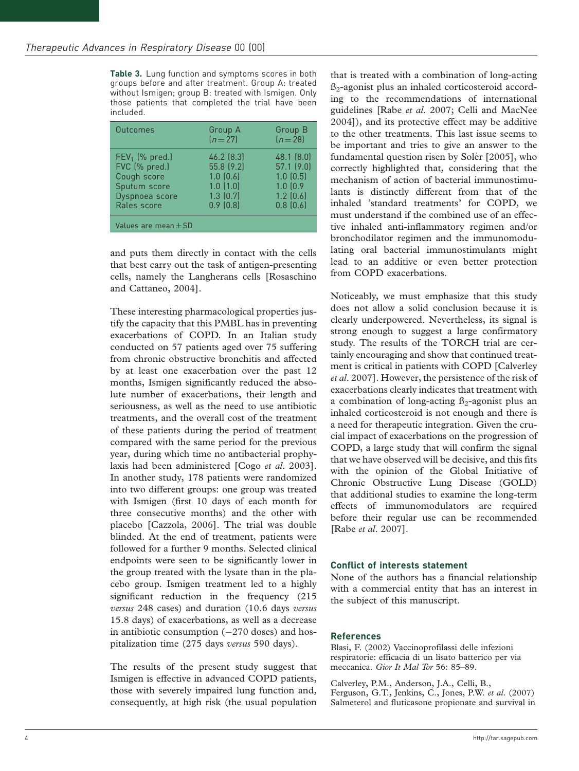**Table 3.** Lung function and symptoms scores in both groups before and after treatment. Group A: treated without Ismigen; group B: treated with Ismigen. Only those patients that completed the trial have been included.

| Outcomes | Group A ($n = 27$) | Group B ($n = 28$) |
|---|---|---|
| $FEV_1$ (% pred.) | 46.2 (8.3) | 48.1 (8.0) |
| FVC (% pred.) | 55.8 (9.2) | 57.1 (9.0) |
| Cough score | 1.0 (0.6) | 1.0 (0.5) |
| Sputum score | 1.0 (1.0) | 1.0 (0.9 |
| Dyspnoea score | 1.3 (0.7) | 1.2 (0.6) |
| Rales score | 0.9 (0.8) | 0.8 (0.6) |

Values are mean ± SD

and puts them directly in contact with the cells that best carry out the task of antigen-presenting cells, namely the Langherans cells [Rosaschino and Cattaneo, 2004].

These interesting pharmacological properties justify the capacity that this PMBL has in preventing exacerbations of COPD. In an Italian study conducted on 57 patients aged over 75 suffering from chronic obstructive bronchitis and affected by at least one exacerbation over the past 12 months, Ismigen significantly reduced the absolute number of exacerbations, their length and seriousness, as well as the need to use antibiotic treatments, and the overall cost of the treatment of these patients during the period of treatment compared with the same period for the previous year, during which time no antibacterial prophylaxis had been administered [Cogo *et al*. 2003]. In another study, 178 patients were randomized into two different groups: one group was treated with Ismigen (first 10 days of each month for three consecutive months) and the other with placebo [Cazzola, 2006]. The trial was double blinded. At the end of treatment, patients were followed for a further 9 months. Selected clinical endpoints were seen to be significantly lower in the group treated with the lysate than in the placebo group. Ismigen treatment led to a highly significant reduction in the frequency (215 *versus* 248 cases) and duration (10.6 days *versus* 15.8 days) of exacerbations, as well as a decrease in antibiotic consumption (−270 doses) and hospitalization time (275 days *versus* 590 days).

The results of the present study suggest that Ismigen is effective in advanced COPD patients, those with severely impaired lung function and, consequently, at high risk (the usual population that is treated with a combination of long-acting $\beta_2$-agonist plus an inhaled corticosteroid according to the recommendations of international guidelines [Rabe *et al*. 2007; Celli and MacNee 2004]), and its protective effect may be additive to the other treatments. This last issue seems to be important and tries to give an answer to the fundamental question risen by Solèr [2005], who correctly highlighted that, considering that the mechanism of action of bacterial immunostimulants is distinctly different from that of the inhaled 'standard treatments' for COPD, we must understand if the combined use of an effective inhaled anti-inflammatory regimen and/or bronchodilator regimen and the immunomodulating oral bacterial immunostimulants might lead to an additive or even better protection from COPD exacerbations.

Noticeably, we must emphasize that this study does not allow a solid conclusion because it is clearly underpowered. Nevertheless, its signal is strong enough to suggest a large confirmatory study. The results of the TORCH trial are certainly encouraging and show that continued treatment is critical in patients with COPD [Calverley *et al*. 2007]. However, the persistence of the risk of exacerbations clearly indicates that treatment with a combination of long-acting $\beta_2$-agonist plus an inhaled corticosteroid is not enough and there is a need for therapeutic integration. Given the crucial impact of exacerbations on the progression of COPD, a large study that will confirm the signal that we have observed will be decisive, and this fits with the opinion of the Global Initiative of Chronic Obstructive Lung Disease (GOLD) that additional studies to examine the long-term effects of immunomodulators are required before their regular use can be recommended [Rabe *et al*. 2007].

### Conflict of interests statement

None of the authors has a financial relationship with a commercial entity that has an interest in the subject of this manuscript.

### References

Blasi, F. (2002) Vaccinoprofilassi delle infezioni respiratorie: efficacia di un lisato batterico per via meccanica. *Gior It Mal Tor* 56: 85–89.

Calverley, P.M., Anderson, J.A., Celli, B., Ferguson, G.T., Jenkins, C., Jones, P.W. *et al*. (2007) Salmeterol and fluticasone propionate and survival in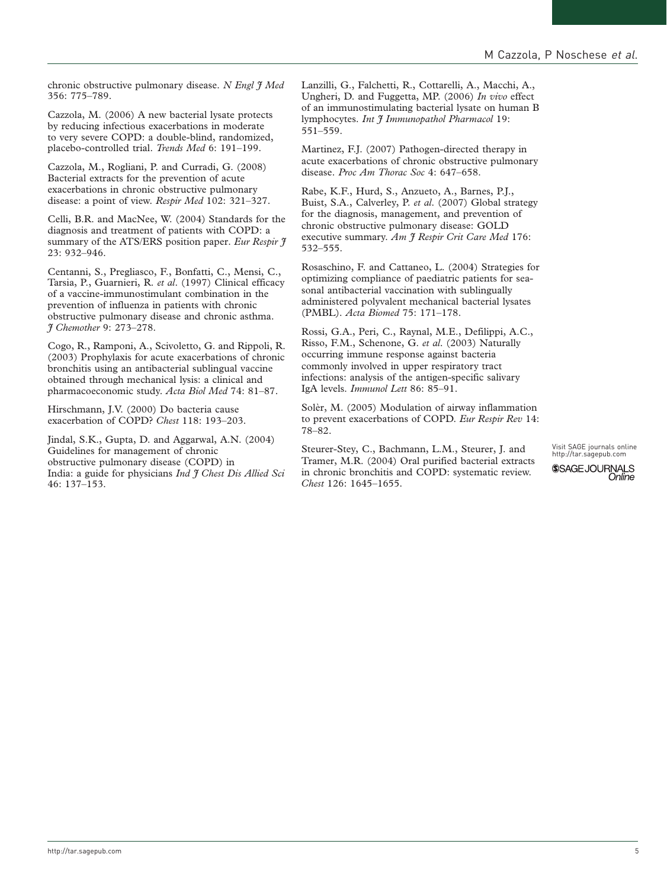chronic obstructive pulmonary disease. *N Engl J Med* 356: 775–789.

Cazzola, M. (2006) A new bacterial lysate protects by reducing infectious exacerbations in moderate to very severe COPD: a double-blind, randomized, placebo-controlled trial. *Trends Med* 6: 191–199.

Cazzola, M., Rogliani, P. and Curradi, G. (2008) Bacterial extracts for the prevention of acute exacerbations in chronic obstructive pulmonary disease: a point of view. *Respir Med* 102: 321–327.

Celli, B.R. and MacNee, W. (2004) Standards for the diagnosis and treatment of patients with COPD: a summary of the ATS/ERS position paper. *Eur Respir J* 23: 932–946.

Centanni, S., Pregliasco, F., Bonfatti, C., Mensi, C., Tarsia, P., Guarnieri, R. *et al*. (1997) Clinical efficacy of a vaccine-immunostimulant combination in the prevention of influenza in patients with chronic obstructive pulmonary disease and chronic asthma. *J Chemother* 9: 273–278.

Cogo, R., Ramponi, A., Scivoletto, G. and Rippoli, R. (2003) Prophylaxis for acute exacerbations of chronic bronchitis using an antibacterial sublingual vaccine obtained through mechanical lysis: a clinical and pharmacoeconomic study. *Acta Biol Med* 74: 81–87.

Hirschmann, J.V. (2000) Do bacteria cause exacerbation of COPD? *Chest* 118: 193–203.

Jindal, S.K., Gupta, D. and Aggarwal, A.N. (2004) Guidelines for management of chronic obstructive pulmonary disease (COPD) in India: a guide for physicians *Ind J Chest Dis Allied Sci* 46: 137–153.

Lanzilli, G., Falchetti, R., Cottarelli, A., Macchi, A., Ungheri, D. and Fuggetta, MP. (2006) *In vivo* effect of an immunostimulating bacterial lysate on human B lymphocytes. *Int J Immunopathol Pharmacol* 19: 551–559.

Martinez, F.J. (2007) Pathogen-directed therapy in acute exacerbations of chronic obstructive pulmonary disease. *Proc Am Thorac Soc* 4: 647–658.

Rabe, K.F., Hurd, S., Anzueto, A., Barnes, P.J., Buist, S.A., Calverley, P. *et al*. (2007) Global strategy for the diagnosis, management, and prevention of chronic obstructive pulmonary disease: GOLD executive summary. *Am J Respir Crit Care Med* 176: 532–555.

Rosaschino, F. and Cattaneo, L. (2004) Strategies for optimizing compliance of paediatric patients for seasonal antibacterial vaccination with sublingually administered polyvalent mechanical bacterial lysates (PMBL). *Acta Biomed* 75: 171–178.

Rossi, G.A., Peri, C., Raynal, M.E., Defilippi, A.C., Risso, F.M., Schenone, G. *et al*. (2003) Naturally occurring immune response against bacteria commonly involved in upper respiratory tract infections: analysis of the antigen-specific salivary IgA levels. *Immunol Lett* 86: 85–91.

Solèr, M. (2005) Modulation of airway inflammation to prevent exacerbations of COPD. *Eur Respir Rev* 14: 78–82.

Steurer-Stey, C., Bachmann, L.M., Steurer, J. and Tramer, M.R. (2004) Oral purified bacterial extracts in chronic bronchitis and COPD: systematic review. *Chest* 126: 1645–1655.

Visit SAGE journals online http://tar.sagepub.com

SAGE JOURNALS Online